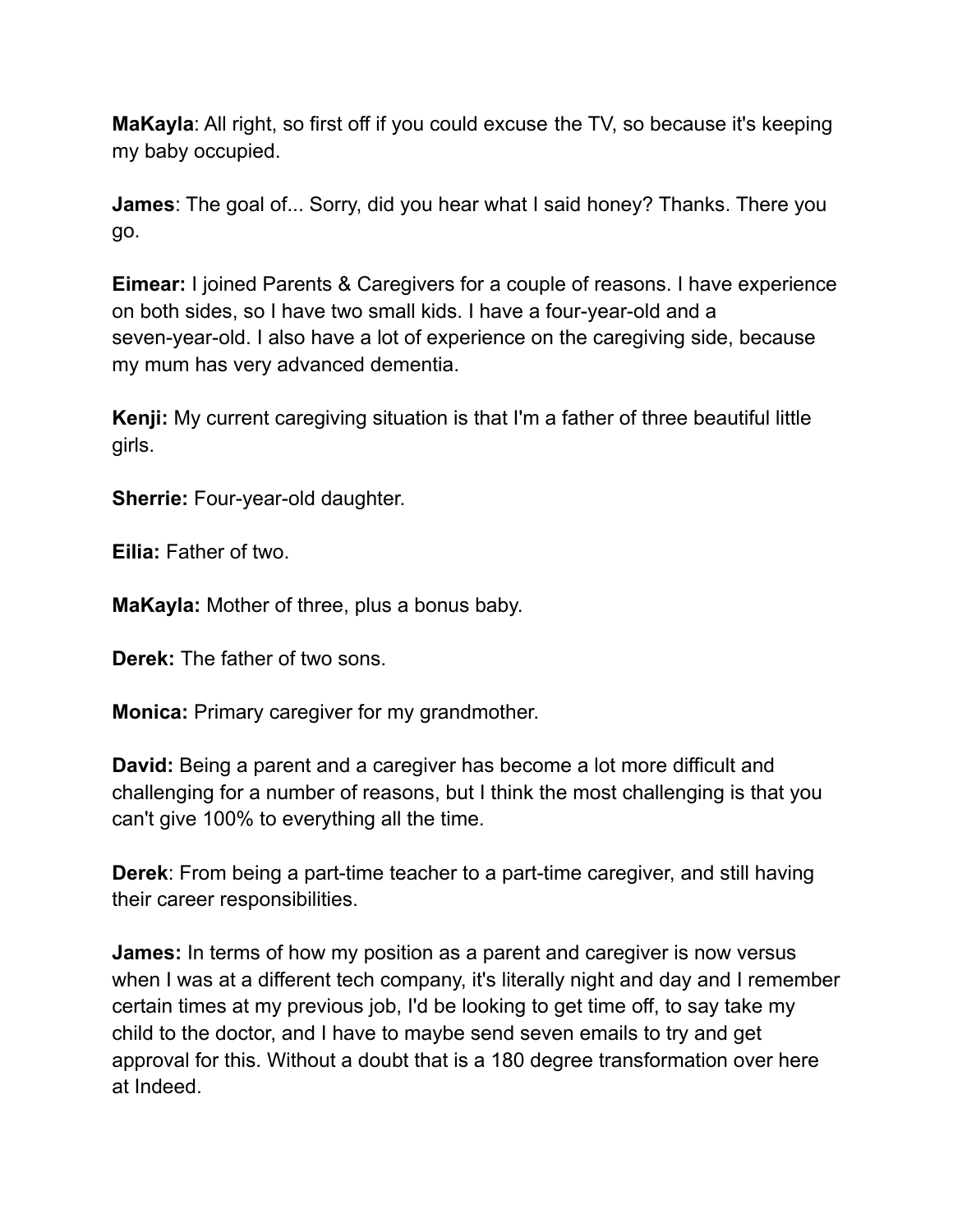**MaKayla**: All right, so first off if you could excuse the TV, so because it's keeping my baby occupied.

**James**: The goal of... Sorry, did you hear what I said honey? Thanks. There you go.

**Eimear:** I joined Parents & Caregivers for a couple of reasons. I have experience on both sides, so I have two small kids. I have a four-year-old and a seven-year-old. I also have a lot of experience on the caregiving side, because my mum has very advanced dementia.

**Kenji:** My current caregiving situation is that I'm a father of three beautiful little girls.

**Sherrie:** Four-year-old daughter.

**Eilia:** Father of two.

**MaKayla:** Mother of three, plus a bonus baby.

**Derek:** The father of two sons.

**Monica:** Primary caregiver for my grandmother.

**David:** Being a parent and a caregiver has become a lot more difficult and challenging for a number of reasons, but I think the most challenging is that you can't give 100% to everything all the time.

**Derek**: From being a part-time teacher to a part-time caregiver, and still having their career responsibilities.

**James:** In terms of how my position as a parent and caregiver is now versus when I was at a different tech company, it's literally night and day and I remember certain times at my previous job, I'd be looking to get time off, to say take my child to the doctor, and I have to maybe send seven emails to try and get approval for this. Without a doubt that is a 180 degree transformation over here at Indeed.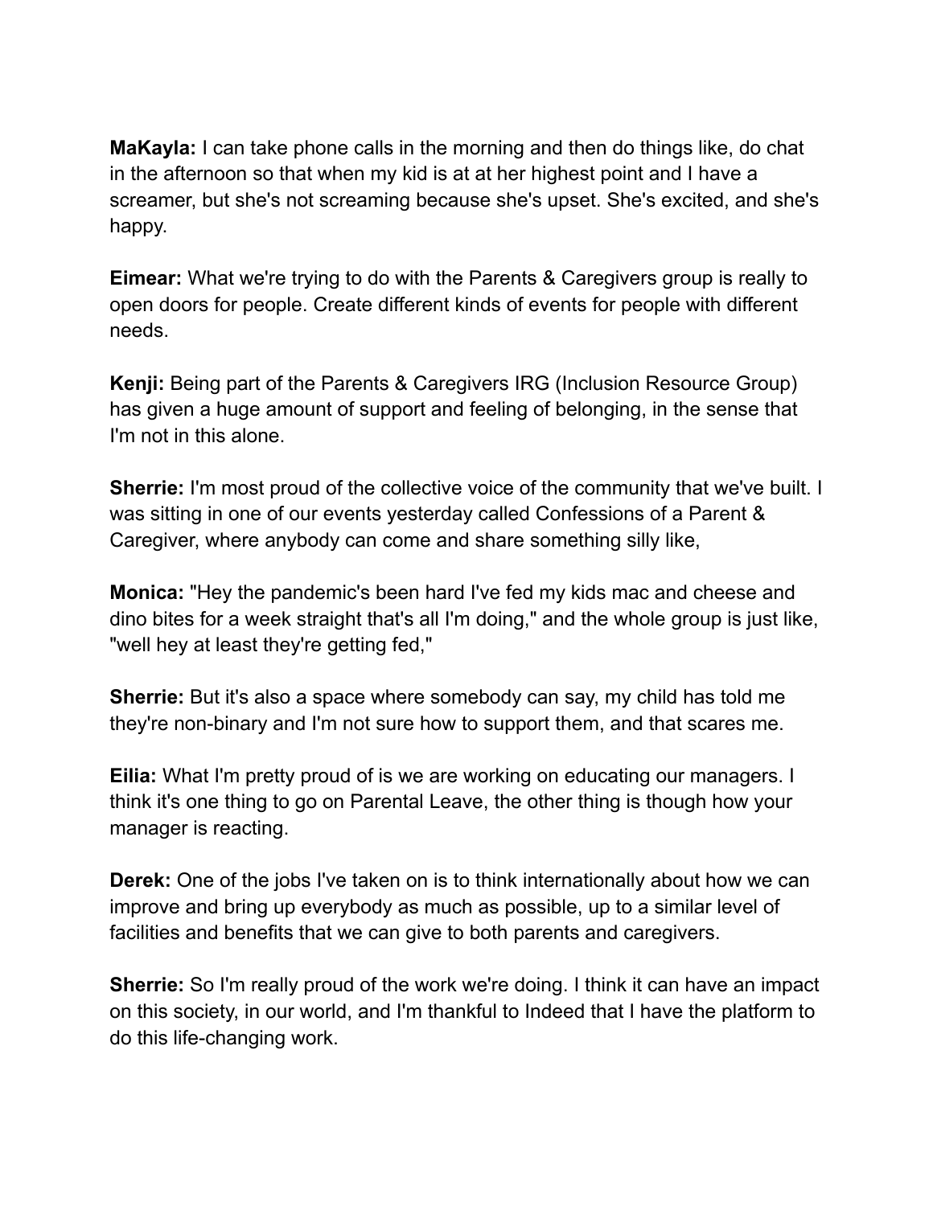**MaKayla:** I can take phone calls in the morning and then do things like, do chat in the afternoon so that when my kid is at at her highest point and I have a screamer, but she's not screaming because she's upset. She's excited, and she's happy.

**Eimear:** What we're trying to do with the Parents & Caregivers group is really to open doors for people. Create different kinds of events for people with different needs.

**Kenji:** Being part of the Parents & Caregivers IRG (Inclusion Resource Group) has given a huge amount of support and feeling of belonging, in the sense that I'm not in this alone.

**Sherrie:** I'm most proud of the collective voice of the community that we've built. I was sitting in one of our events yesterday called Confessions of a Parent & Caregiver, where anybody can come and share something silly like,

**Monica:** "Hey the pandemic's been hard I've fed my kids mac and cheese and dino bites for a week straight that's all I'm doing," and the whole group is just like, "well hey at least they're getting fed,"

**Sherrie:** But it's also a space where somebody can say, my child has told me they're non-binary and I'm not sure how to support them, and that scares me.

**Eilia:** What I'm pretty proud of is we are working on educating our managers. I think it's one thing to go on Parental Leave, the other thing is though how your manager is reacting.

**Derek:** One of the jobs I've taken on is to think internationally about how we can improve and bring up everybody as much as possible, up to a similar level of facilities and benefits that we can give to both parents and caregivers.

**Sherrie:** So I'm really proud of the work we're doing. I think it can have an impact on this society, in our world, and I'm thankful to Indeed that I have the platform to do this life-changing work.